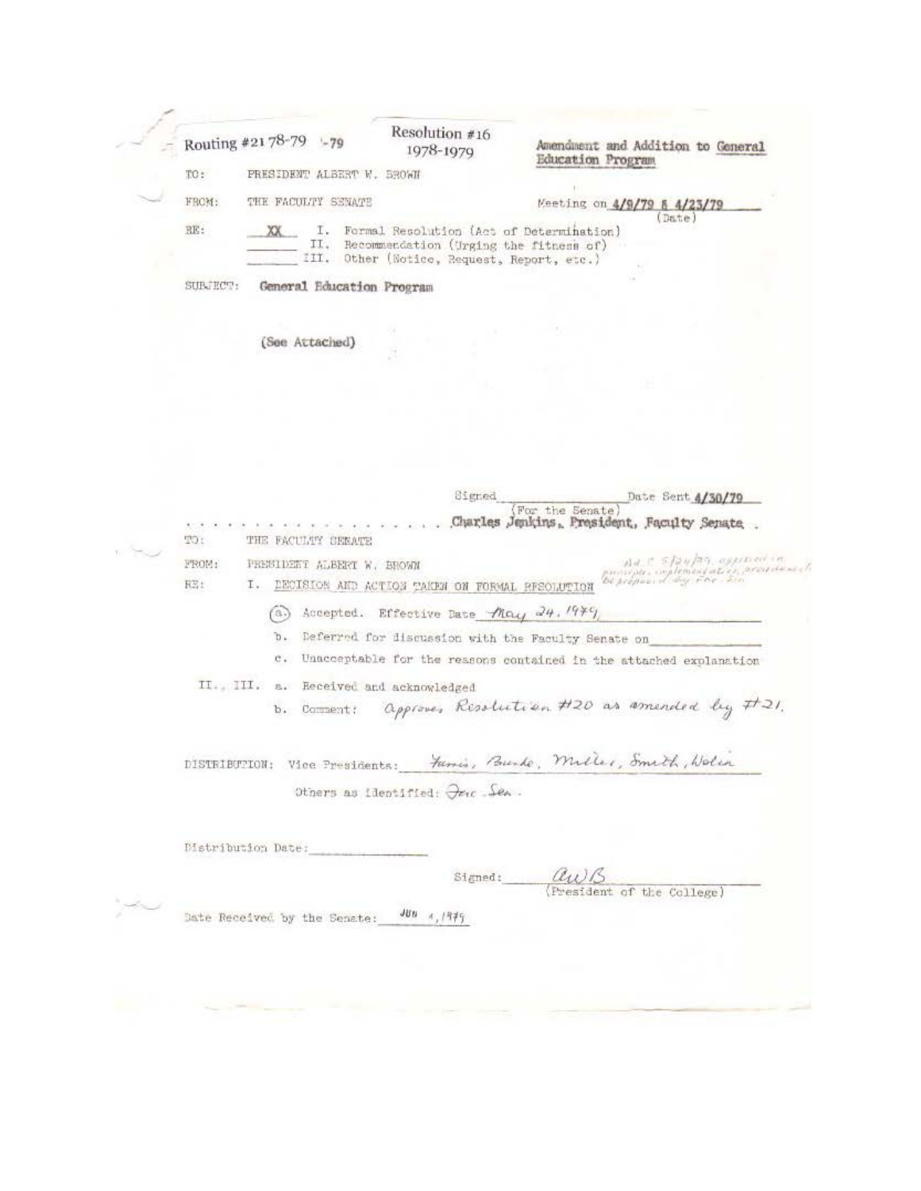Routing #21 78-79 -79

Resolution #16 1978-1979

Amendment and Addition to General Education Program

TO: PRESIDENT ALBERT W. BROWN

FROM: THE FACULTY SENATE

Meeting on 4/9/79 & 4/23/79 (Date)

RE: XX I. Formal Resolution (Act of Determination)
II. Recommendation (Urging the fitness of)
III. Other (Notice, Request, Report, etc.)

SUBJECT: General Education Program

(See Attached)

Signed ____________ (For the Senate) Date Sent 4/30/79

Charles Jenkins, President, Faculty Senate

---

TO: THE FACULTY SENATE

FROM: PRESIDENT ALBERT W. BROWN

RE: I. DECISION AND ACTION TAKEN ON FORMAL RESOLUTION

Ad. C 5/24/79, approved in principle, implementation procedures to be prepared by Fac. Sen.

(a.) Accepted. Effective Date May 24, 1979

b. Deferred for discussion with the Faculty Senate on ____________

c. Unacceptable for the reasons contained in the attached explanation

II., III. a. Received and acknowledged

b. Comment: Approves Resolution #20 as amended by #21.

DISTRIBUTION: Vice Presidents: Farris, Burke, Miller, Smith, Wolin

Others as identified: Fac. Sen.

Distribution Date: ____________

Signed: AWB (President of the College)

Date Received by the Senate: Jun 4, 1979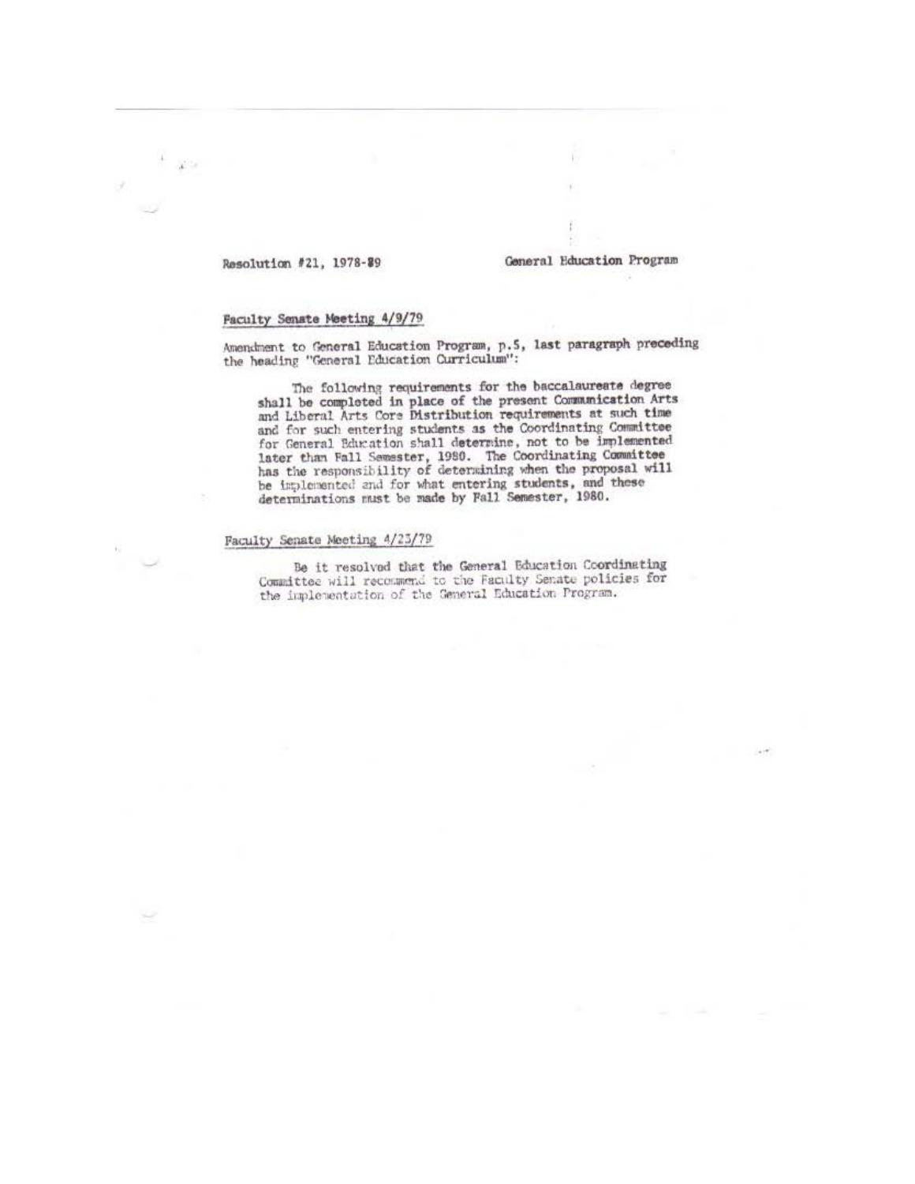Resolution #21, 1978-79 General Education Program

Faculty Senate Meeting 4/9/79

Amendment to General Education Program, p.5, last paragraph preceding the heading "General Education Curriculum":

> The following requirements for the baccalaureate degree shall be completed in place of the present Communication Arts and Liberal Arts Core Distribution requirements at such time and for such entering students as the Coordinating Committee for General Education shall determine, not to be implemented later than Fall Semester, 1980. The Coordinating Committee has the responsibility of determining when the proposal will be implemented and for what entering students, and these determinations must be made by Fall Semester, 1980.

Faculty Senate Meeting 4/23/79

> Be it resolved that the General Education Coordinating Committee will recommend to the Faculty Senate policies for the implementation of the General Education Program.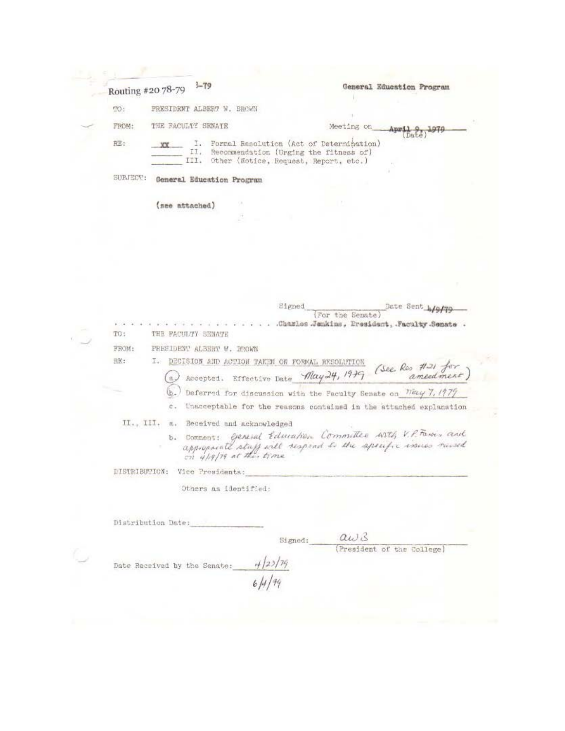Routing #20 78-79 3-79

**General Education Program**

TO: PRESIDENT ALBERT W. BROWN

FROM: THE FACULTY SENATE

Meeting on April 9, 1979 (Date)

RE:
- XX I. Formal Resolution (Act of Determination)
- _____ II. Recommendation (Urging the fitness of)
- _____ III. Other (Notice, Request, Report, etc.)

SUBJECT: **General Education Program**

(see attached)

Signed _______________ (For the Senate) Date Sent 4/9/79

Charles Jenkins, President, Faculty Senate

---

TO: THE FACULTY SENATE

FROM: PRESIDENT ALBERT W. BROWN

RE: I. DECISION AND ACTION TAKEN ON FORMAL RESOLUTION

(a.) Accepted. Effective Date May 24, 1979 (See Res #21 for amendment)

(b.) Deferred for discussion with the Faculty Senate on May 7, 1979

c. Unacceptable for the reasons contained in the attached explanation

II., III.
a. Received and acknowledged

b. Comment: General Education Committee with V.P. Farris and appropriate staff will respond to the specific issues raised on 4/19/79 at this time

DISTRIBUTION: Vice Presidents: _______________

Others as identified:

Distribution Date: _______________

Signed: awB (President of the College)

Date Received by the Senate: 4/23/79
6/4/79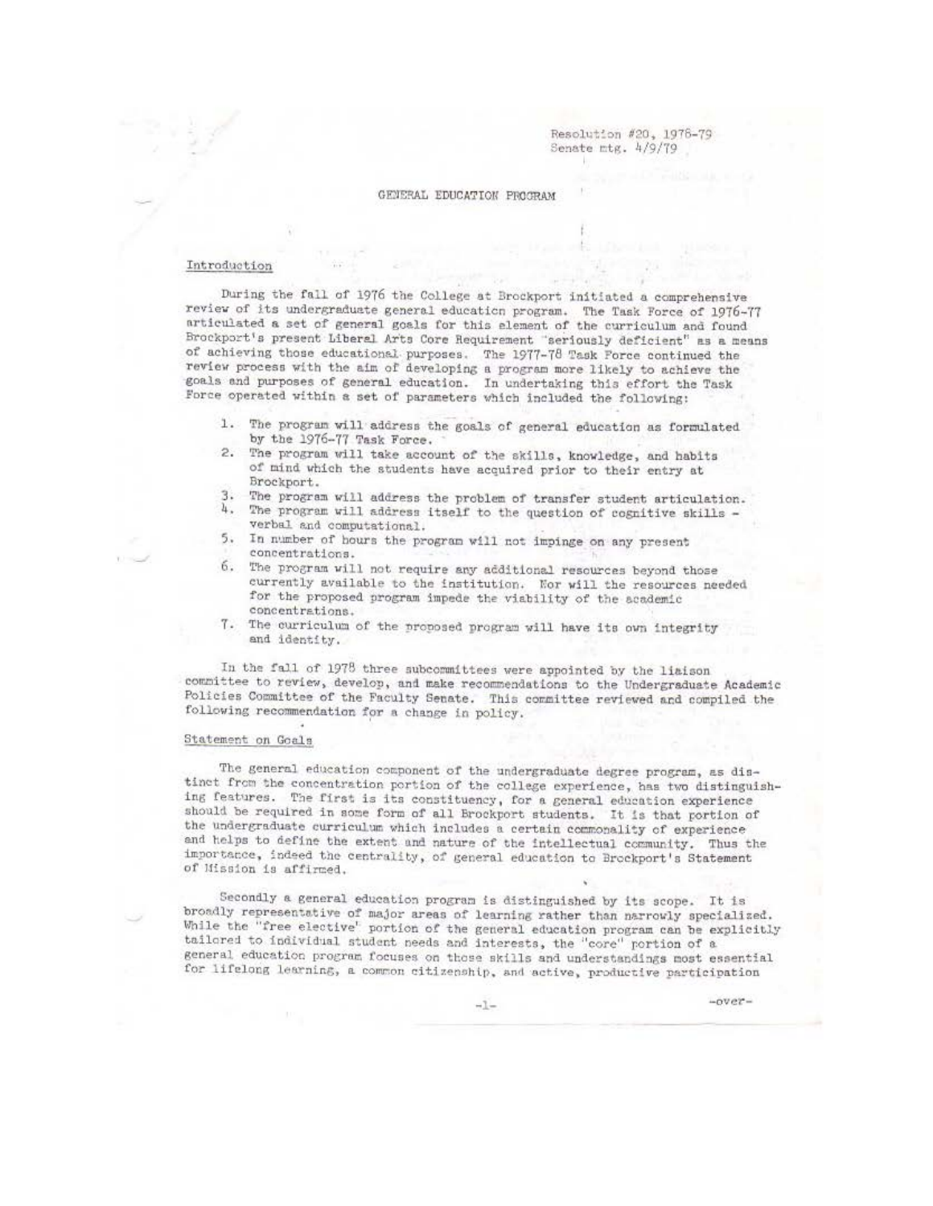Resolution #20, 1978-79
Senate mtg. 4/9/79

# GENERAL EDUCATION PROGRAM

## Introduction

During the fall of 1976 the College at Brockport initiated a comprehensive review of its undergraduate general education program. The Task Force of 1976-77 articulated a set of general goals for this element of the curriculum and found Brockport's present Liberal Arts Core Requirement "seriously deficient" as a means of achieving those educational purposes. The 1977-78 Task Force continued the review process with the aim of developing a program more likely to achieve the goals and purposes of general education. In undertaking this effort the Task Force operated within a set of parameters which included the following:

1. The program will address the goals of general education as formulated by the 1976-77 Task Force.
2. The program will take account of the skills, knowledge, and habits of mind which the students have acquired prior to their entry at Brockport.
3. The program will address the problem of transfer student articulation.
4. The program will address itself to the question of cognitive skills - verbal and computational.
5. In number of hours the program will not impinge on any present concentrations.
6. The program will not require any additional resources beyond those currently available to the institution. Nor will the resources needed for the proposed program impede the viability of the academic concentrations.
7. The curriculum of the proposed program will have its own integrity and identity.

In the fall of 1978 three subcommittees were appointed by the liaison committee to review, develop, and make recommendations to the Undergraduate Academic Policies Committee of the Faculty Senate. This committee reviewed and compiled the following recommendation for a change in policy.

## Statement on Goals

The general education component of the undergraduate degree program, as distinct from the concentration portion of the college experience, has two distinguishing features. The first is its constituency, for a general education experience should be required in some form of all Brockport students. It is that portion of the undergraduate curriculum which includes a certain commonality of experience and helps to define the extent and nature of the intellectual community. Thus the importance, indeed the centrality, of general education to Brockport's Statement of Mission is affirmed.

Secondly a general education program is distinguished by its scope. It is broadly representative of major areas of learning rather than narrowly specialized. While the "free elective" portion of the general education program can be explicitly tailored to individual student needs and interests, the "core" portion of a general education program focuses on those skills and understandings most essential for lifelong learning, a common citizenship, and active, productive participation

-over-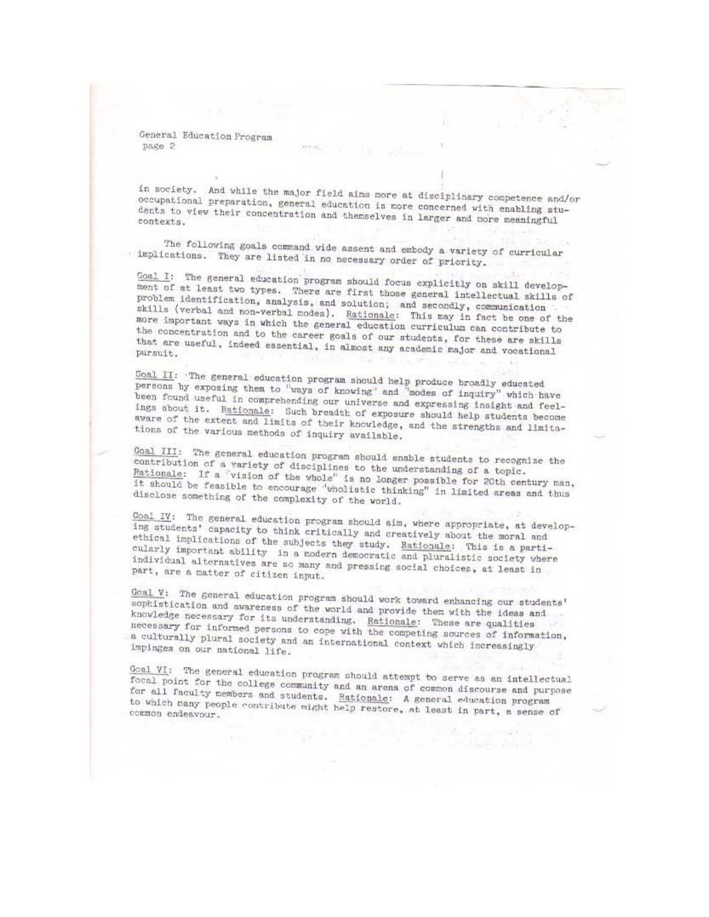in society. And while the major field aims more at disciplinary competence and/or occupational preparation, general education is more concerned with enabling students to view their concentration and themselves in larger and more meaningful contexts.

The following goals command wide assent and embody a variety of curricular implications. They are listed in no necessary order of priority.

<u>Goal I</u>: The general education program should focus explicitly on skill development of at least two types. There are first those general intellectual skills of problem identification, analysis, and solution; and secondly, communication skills (verbal and non-verbal modes). <u>Rationale</u>: This may in fact be one of the more important ways in which the general education curriculum can contribute to the concentration and to the career goals of our students, for these are skills that are useful, indeed essential, in almost any academic major and vocational pursuit.

<u>Goal II</u>: The general education program should help produce broadly educated persons by exposing them to "ways of knowing" and "modes of inquiry" which have been found useful in comprehending our universe and expressing insight and feelings about it. <u>Rationale</u>: Such breadth of exposure should help students become aware of the extent and limits of their knowledge, and the strengths and limitations of the various methods of inquiry available.

<u>Goal III</u>: The general education program should enable students to recognize the contribution of a variety of disciplines to the understanding of a topic. <u>Rationale</u>: If a "vision of the whole" is no longer possible for 20th century man, it should be feasible to encourage "wholistic thinking" in limited areas and thus disclose something of the complexity of the world.

<u>Goal IV</u>: The general education program should aim, where appropriate, at developing students' capacity to think critically and creatively about the moral and ethical implications of the subjects they study. <u>Rationale</u>: This is a particularly important ability in a modern democratic and pluralistic society where individual alternatives are so many and pressing social choices, at least in part, are a matter of citizen input.

<u>Goal V</u>: The general education program should work toward enhancing our students' sophistication and awareness of the world and provide them with the ideas and knowledge necessary for its understanding. <u>Rationale</u>: These are qualities necessary for informed persons to cope with the competing sources of information, a culturally plural society and an international context which increasingly impinges on our national life.

<u>Goal VI</u>: The general education program should attempt to serve as an intellectual focal point for the college community and an arena of common discourse and purpose for all faculty members and students. <u>Rationale</u>: A general education program to which many people contribute might help restore, at least in part, a sense of common endeavour.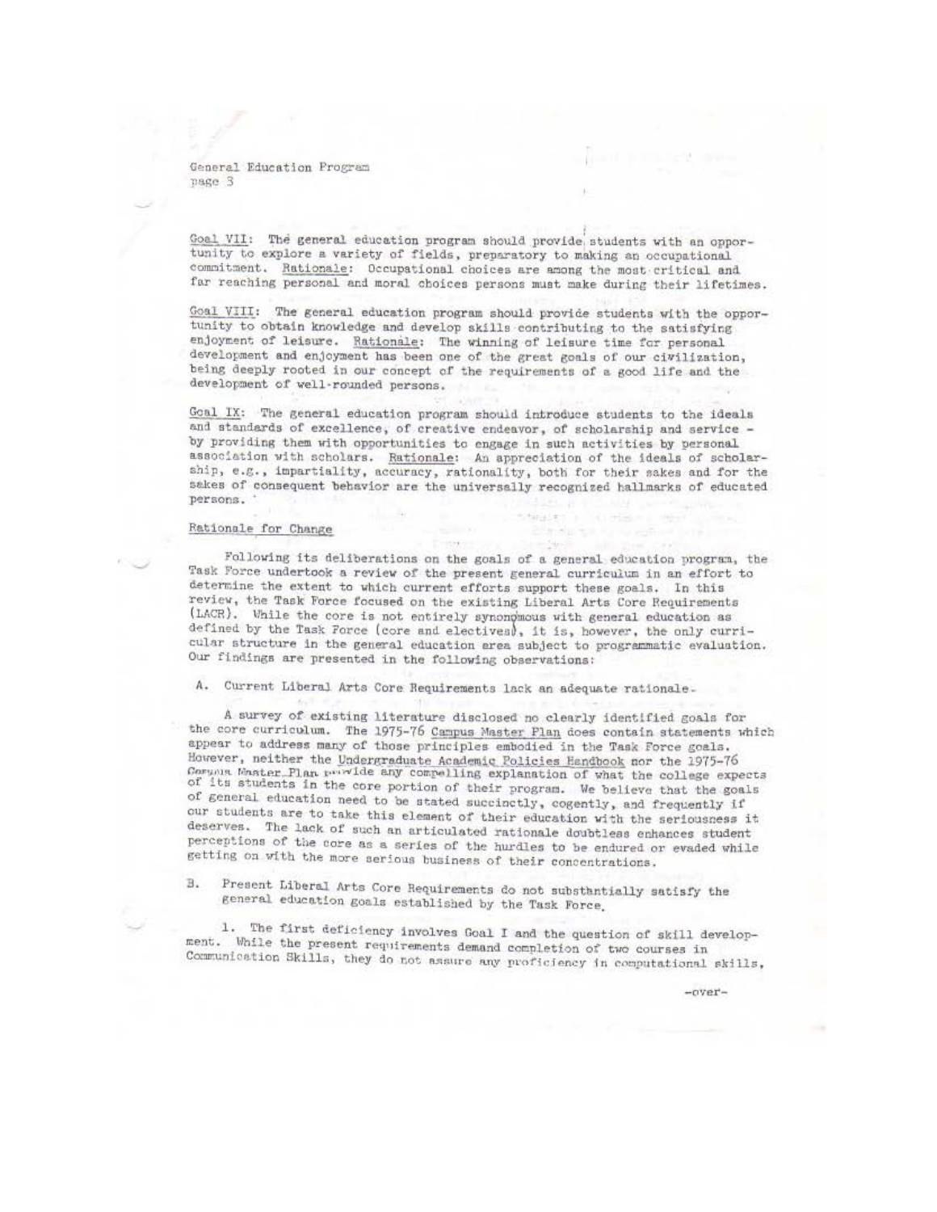Goal VII: The general education program should provide students with an opportunity to explore a variety of fields, preparatory to making an occupational commitment. Rationale: Occupational choices are among the most critical and far reaching personal and moral choices persons must make during their lifetimes.

Goal VIII: The general education program should provide students with the opportunity to obtain knowledge and develop skills contributing to the satisfying enjoyment of leisure. Rationale: The winning of leisure time for personal development and enjoyment has been one of the great goals of our civilization, being deeply rooted in our concept of the requirements of a good life and the development of well-rounded persons.

Goal IX: The general education program should introduce students to the ideals and standards of excellence, of creative endeavor, of scholarship and service - by providing them with opportunities to engage in such activities by personal association with scholars. Rationale: An appreciation of the ideals of scholarship, e.g., impartiality, accuracy, rationality, both for their sakes and for the sakes of consequent behavior are the universally recognized hallmarks of educated persons.

## Rationale for Change

Following its deliberations on the goals of a general education program, the Task Force undertook a review of the present general curriculum in an effort to determine the extent to which current efforts support these goals. In this review, the Task Force focused on the existing Liberal Arts Core Requirements (LACR). While the core is not entirely synonymous with general education as defined by the Task Force (core and electives), it is, however, the only curricular structure in the general education area subject to programmatic evaluation. Our findings are presented in the following observations:

A. Current Liberal Arts Core Requirements lack an adequate rationale.

A survey of existing literature disclosed no clearly identified goals for the core curriculum. The 1975-76 Campus Master Plan does contain statements which appear to address many of those principles embodied in the Task Force goals. However, neither the Undergraduate Academic Policies Handbook nor the 1975-76 Campus Master Plan provide any compelling explanation of what the college expects of its students in the core portion of their program. We believe that the goals of general education need to be stated succinctly, cogently, and frequently if our students are to take this element of their education with the seriousness it deserves. The lack of such an articulated rationale doubtless enhances student perceptions of the core as a series of the hurdles to be endured or evaded while getting on with the more serious business of their concentrations.

B. Present Liberal Arts Core Requirements do not substantially satisfy the general education goals established by the Task Force.

1. The first deficiency involves Goal I and the question of skill development. While the present requirements demand completion of two courses in Communication Skills, they do not assure any proficiency in computational skills,

-over-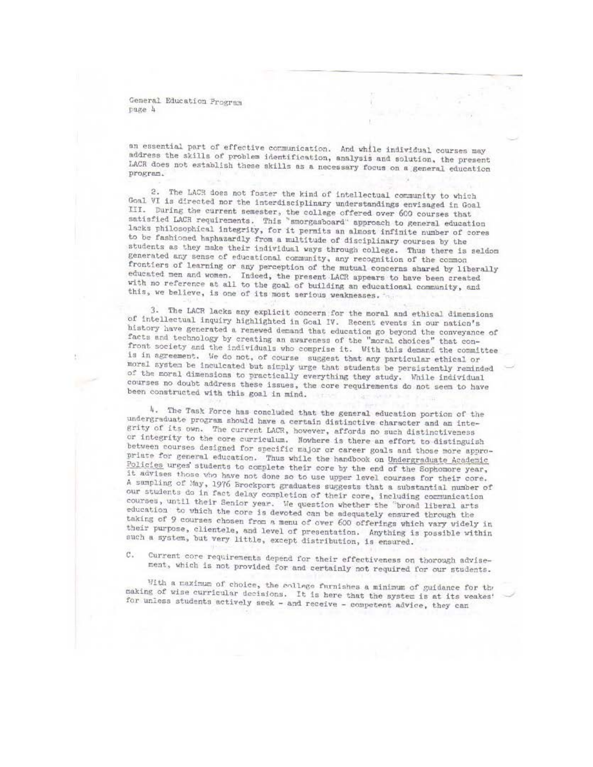an essential part of effective communication. And while individual courses may address the skills of problem identification, analysis and solution, the present LACR does not establish these skills as a necessary focus on a general education program.

2. The LACR does not foster the kind of intellectual community to which Goal VI is directed nor the interdisciplinary understandings envisaged in Goal III. During the current semester, the college offered over 600 courses that satisfied LACR requirements. This "smorgasboard" approach to general education lacks philosophical integrity, for it permits an almost infinite number of cores to be fashioned haphazardly from a multitude of disciplinary courses by the students as they make their individual ways through college. Thus there is seldom generated any sense of educational community, any recognition of the common frontiers of learning or any perception of the mutual concerns shared by liberally educated men and women. Indeed, the present LACR appears to have been created with no reference at all to the goal of building an educational community, and this, we believe, is one of its most serious weaknesses.

3. The LACR lacks any explicit concern for the moral and ethical dimensions of intellectual inquiry highlighted in Goal IV. Recent events in our nation's history have generated a renewed demand that education go beyond the conveyance of facts and technology by creating an awareness of the "moral choices" that confront society and the individuals who comprise it. With this demand the committee is in agreement. We do not, of course suggest that any particular ethical or moral system be inculcated but simply urge that students be persistently reminded of the moral dimensions to practically everything they study. While individual courses no doubt address these issues, the core requirements do not seem to have been constructed with this goal in mind.

4. The Task Force has concluded that the general education portion of the undergraduate program should have a certain distinctive character and an integrity of its own. The current LACR, however, affords no such distinctiveness or integrity to the core curriculum. Nowhere is there an effort to distinguish between courses designed for specific major or career goals and those more appropriate for general education. Thus while the handbook on Undergraduate Academic Policies urges students to complete their core by the end of the Sophomore year, it advises those who have not done so to use upper level courses for their core. A sampling of May, 1976 Brockport graduates suggests that a substantial number of our students do in fact delay completion of their core, including communication courses, until their Senior year. We question whether the "broad liberal arts education" to which the core is devoted can be adequately ensured through the taking of 9 courses chosen from a menu of over 600 offerings which vary widely in their purpose, clientele, and level of presentation. Anything is possible within such a system, but very little, except distribution, is ensured.

C. Current core requirements depend for their effectiveness on thorough advisement, which is not provided for and certainly not required for our students.

With a maximum of choice, the college furnishes a minimum of guidance for the making of wise curricular decisions. It is here that the system is at its weakest for unless students actively seek - and receive - competent advice, they can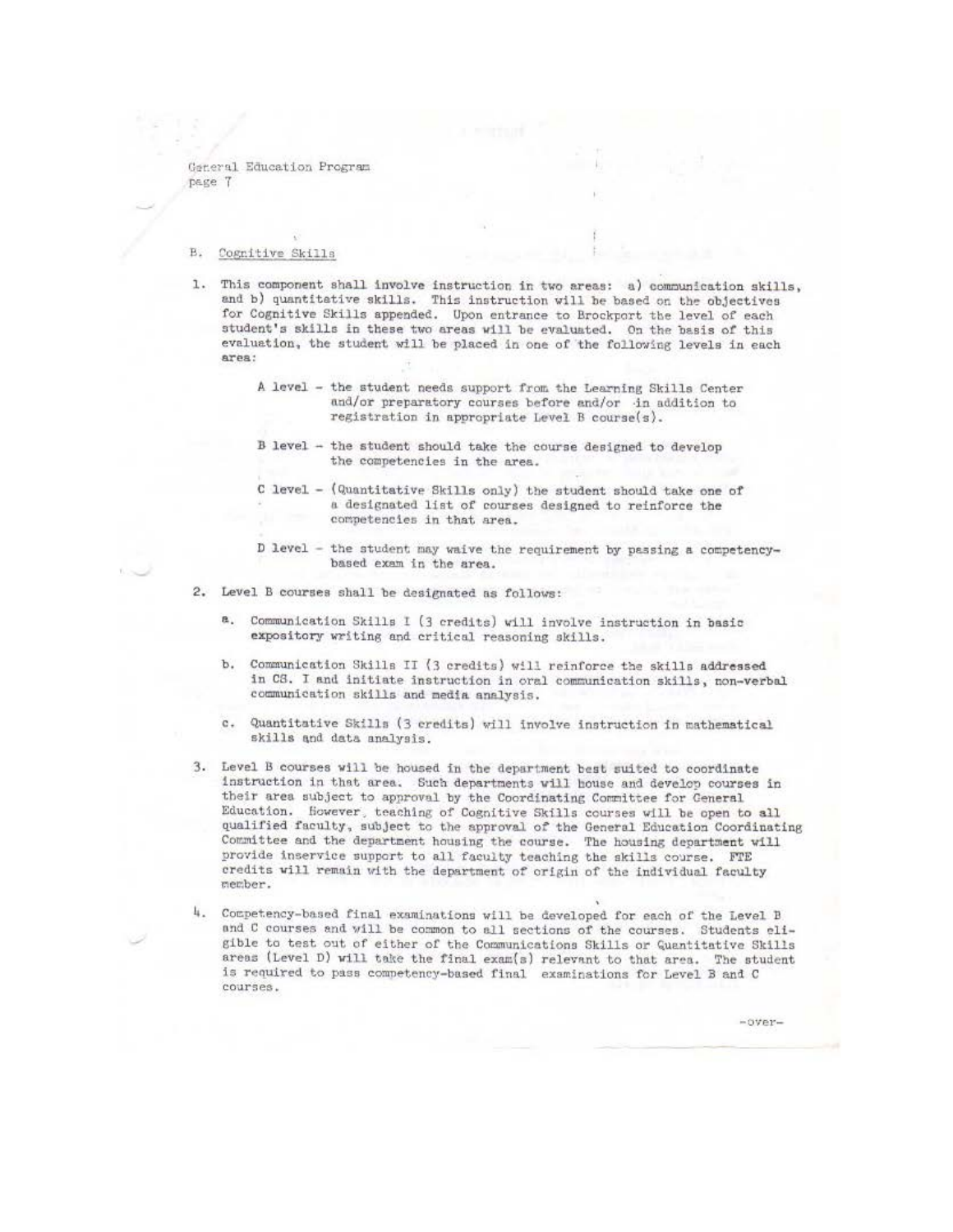## B. Cognitive Skills

1. This component shall involve instruction in two areas: a) communication skills, and b) quantitative skills. This instruction will be based on the objectives for Cognitive Skills appended. Upon entrance to Brockport the level of each student's skills in these two areas will be evaluated. On the basis of this evaluation, the student will be placed in one of the following levels in each area:

   A level - the student needs support from the Learning Skills Center and/or preparatory courses before and/or in addition to registration in appropriate Level B course(s).

   B level - the student should take the course designed to develop the competencies in the area.

   C level - (Quantitative Skills only) the student should take one of a designated list of courses designed to reinforce the competencies in that area.

   D level - the student may waive the requirement by passing a competency-based exam in the area.

2. Level B courses shall be designated as follows:

   a. Communication Skills I (3 credits) will involve instruction in basic expository writing and critical reasoning skills.

   b. Communication Skills II (3 credits) will reinforce the skills addressed in CS. I and initiate instruction in oral communication skills, non-verbal communication skills and media analysis.

   c. Quantitative Skills (3 credits) will involve instruction in mathematical skills and data analysis.

3. Level B courses will be housed in the department best suited to coordinate instruction in that area. Such departments will house and develop courses in their area subject to approval by the Coordinating Committee for General Education. However, teaching of Cognitive Skills courses will be open to all qualified faculty, subject to the approval of the General Education Coordinating Committee and the department housing the course. The housing department will provide inservice support to all faculty teaching the skills course. FTE credits will remain with the department of origin of the individual faculty member.

4. Competency-based final examinations will be developed for each of the Level B and C courses and will be common to all sections of the courses. Students eligible to test out of either of the Communications Skills or Quantitative Skills areas (Level D) will take the final exam(s) relevant to that area. The student is required to pass competency-based final examinations for Level B and C courses.

-over-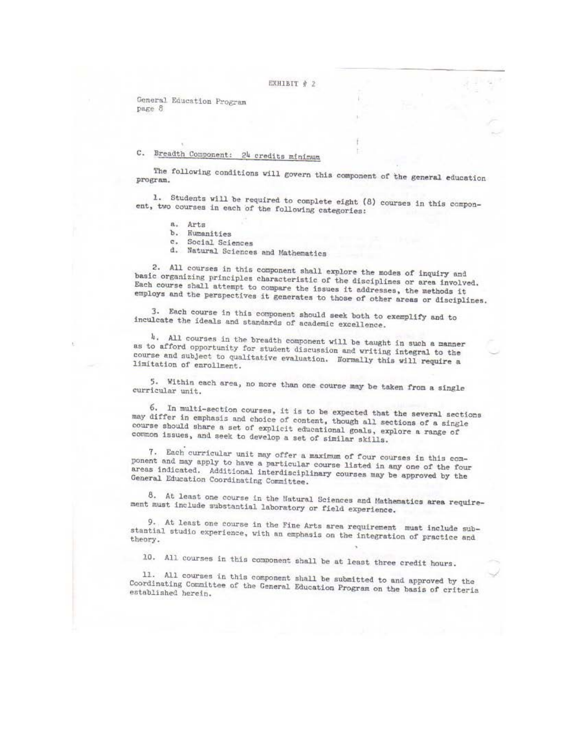EXHIBIT # 2

General Education Program
page 8

### C. Breadth Component: 24 credits minimum

The following conditions will govern this component of the general education program.

1. Students will be required to complete eight (8) courses in this component, two courses in each of the following categories:

    a. Arts
    b. Humanities
    c. Social Sciences
    d. Natural Sciences and Mathematics

2. All courses in this component shall explore the modes of inquiry and basic organizing principles characteristic of the disciplines or area involved. Each course shall attempt to compare the issues it addresses, the methods it employs and the perspectives it generates to those of other areas or disciplines.

3. Each course in this component should seek both to exemplify and to inculcate the ideals and standards of academic excellence.

4. All courses in the breadth component will be taught in such a manner as to afford opportunity for student discussion and writing integral to the course and subject to qualitative evaluation. Normally this will require a limitation of enrollment.

5. Within each area, no more than one course may be taken from a single curricular unit.

6. In multi-section courses, it is to be expected that the several sections may differ in emphasis and choice of content, though all sections of a single course should share a set of explicit educational goals, explore a range of common issues, and seek to develop a set of similar skills.

7. Each curricular unit may offer a maximum of four courses in this component and may apply to have a particular course listed in any one of the four areas indicated. Additional interdisciplinary courses may be approved by the General Education Coordinating Committee.

8. At least one course in the Natural Sciences and Mathematics area requirement must include substantial laboratory or field experience.

9. At least one course in the Fine Arts area requirement must include substantial studio experience, with an emphasis on the integration of practice and theory.

10. All courses in this component shall be at least three credit hours.

11. All courses in this component shall be submitted to and approved by the Coordinating Committee of the General Education Program on the basis of criteria established herein.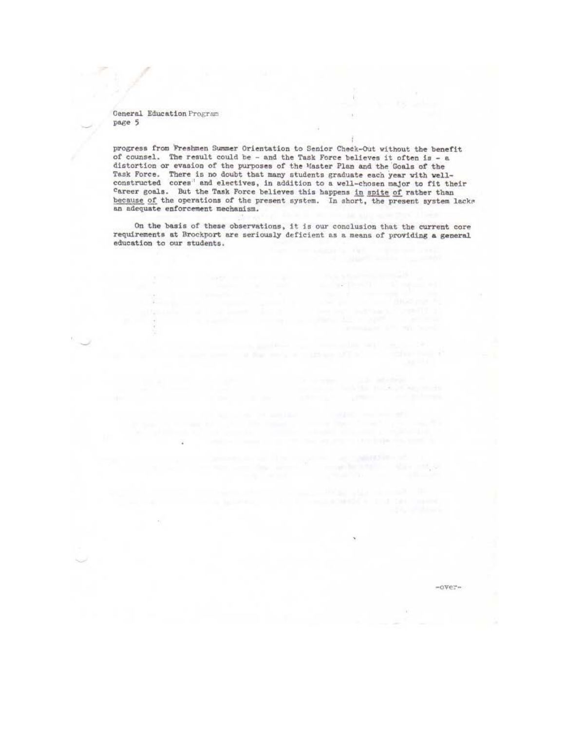progress from Freshmen Summer Orientation to Senior Check-Out without the benefit of counsel. The result could be - and the Task Force believes it often is - a distortion or evasion of the purposes of the Master Plan and the Goals of the Task Force. There is no doubt that many students graduate each year with well-constructed cores" and electives, in addition to a well-chosen major to fit their career goals. But the Task Force believes this happens in spite of rather than because of the operations of the present system. In short, the present system lacks an adequate enforcement mechanism.

On the basis of these observations, it is our conclusion that the current core requirements at Brockport are seriously deficient as a means of providing a general education to our students.

-over-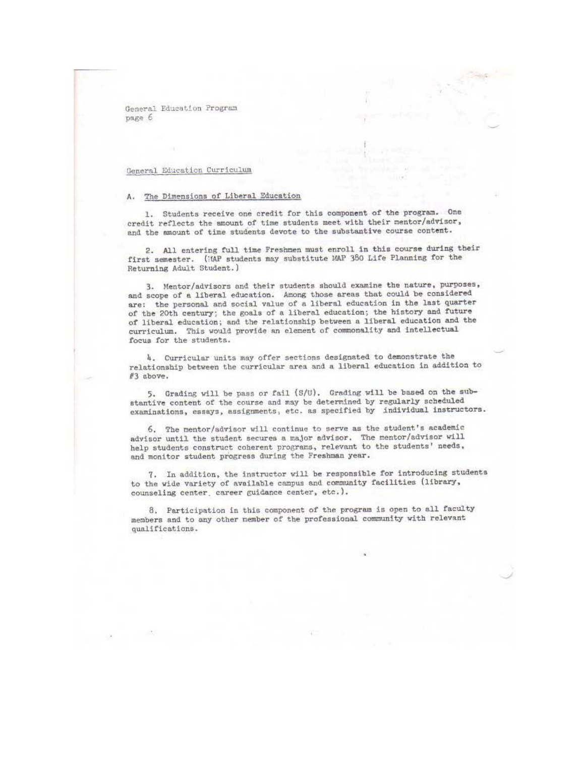## General Education Curriculum

### A. The Dimensions of Liberal Education

1. Students receive one credit for this component of the program. One credit reflects the amount of time students meet with their mentor/advisor, and the amount of time students devote to the substantive course content.

2. All entering full time Freshmen must enroll in this course during their first semester. (MAP students may substitute MAP 380 Life Planning for the Returning Adult Student.)

3. Mentor/advisors and their students should examine the nature, purposes, and scope of a liberal education. Among those areas that could be considered are: the personal and social value of a liberal education in the last quarter of the 20th century; the goals of a liberal education; the history and future of liberal education; and the relationship between a liberal education and the curriculum. This would provide an element of commonality and intellectual focus for the students.

4. Curricular units may offer sections designated to demonstrate the relationship between the curricular area and a liberal education in addition to #3 above.

5. Grading will be pass or fail (S/U). Grading will be based on the substantive content of the course and may be determined by regularly scheduled examinations, essays, assignments, etc. as specified by individual instructors.

6. The mentor/advisor will continue to serve as the student's academic advisor until the student secures a major advisor. The mentor/advisor will help students construct coherent programs, relevant to the students' needs, and monitor student progress during the Freshman year.

7. In addition, the instructor will be responsible for introducing students to the wide variety of available campus and community facilities (library, counseling center, career guidance center, etc.).

8. Participation in this component of the program is open to all faculty members and to any other member of the professional community with relevant qualifications.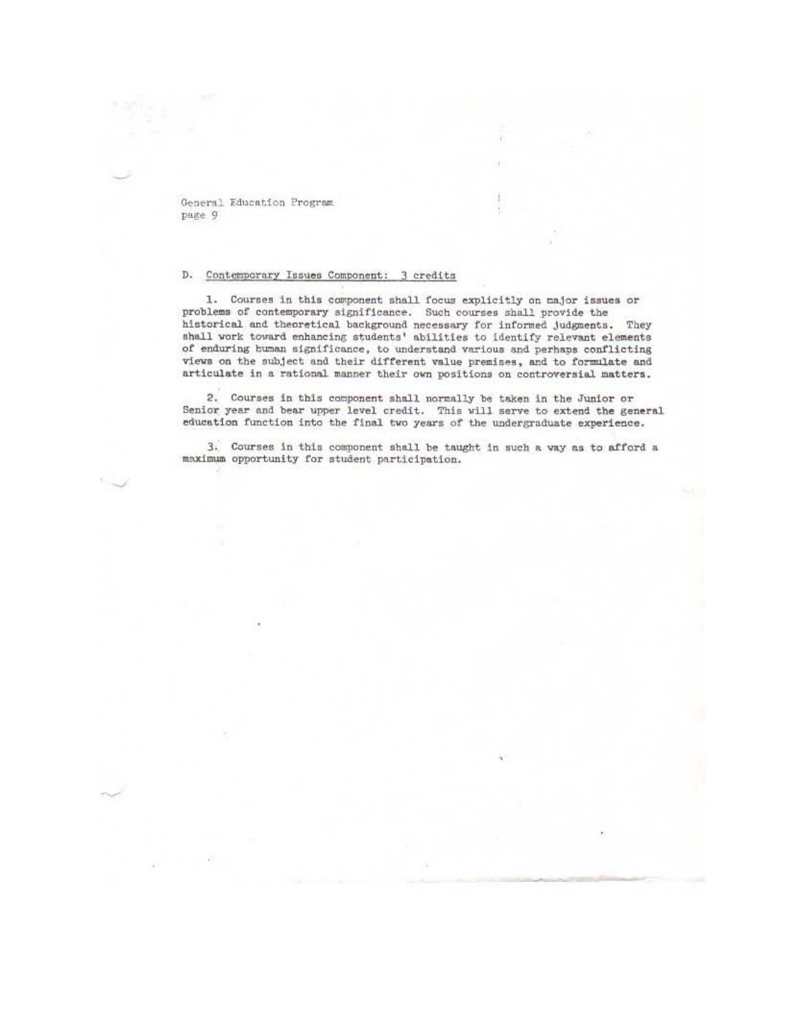D. <u>Contemporary Issues Component: 3 credits</u>

1. Courses in this component shall focus explicitly on major issues or problems of contemporary significance. Such courses shall provide the historical and theoretical background necessary for informed judgments. They shall work toward enhancing students' abilities to identify relevant elements of enduring human significance, to understand various and perhaps conflicting views on the subject and their different value premises, and to formulate and articulate in a rational manner their own positions on controversial matters.

2. Courses in this component shall normally be taken in the Junior or Senior year and bear upper level credit. This will serve to extend the general education function into the final two years of the undergraduate experience.

3. Courses in this component shall be taught in such a way as to afford a maximum opportunity for student participation.